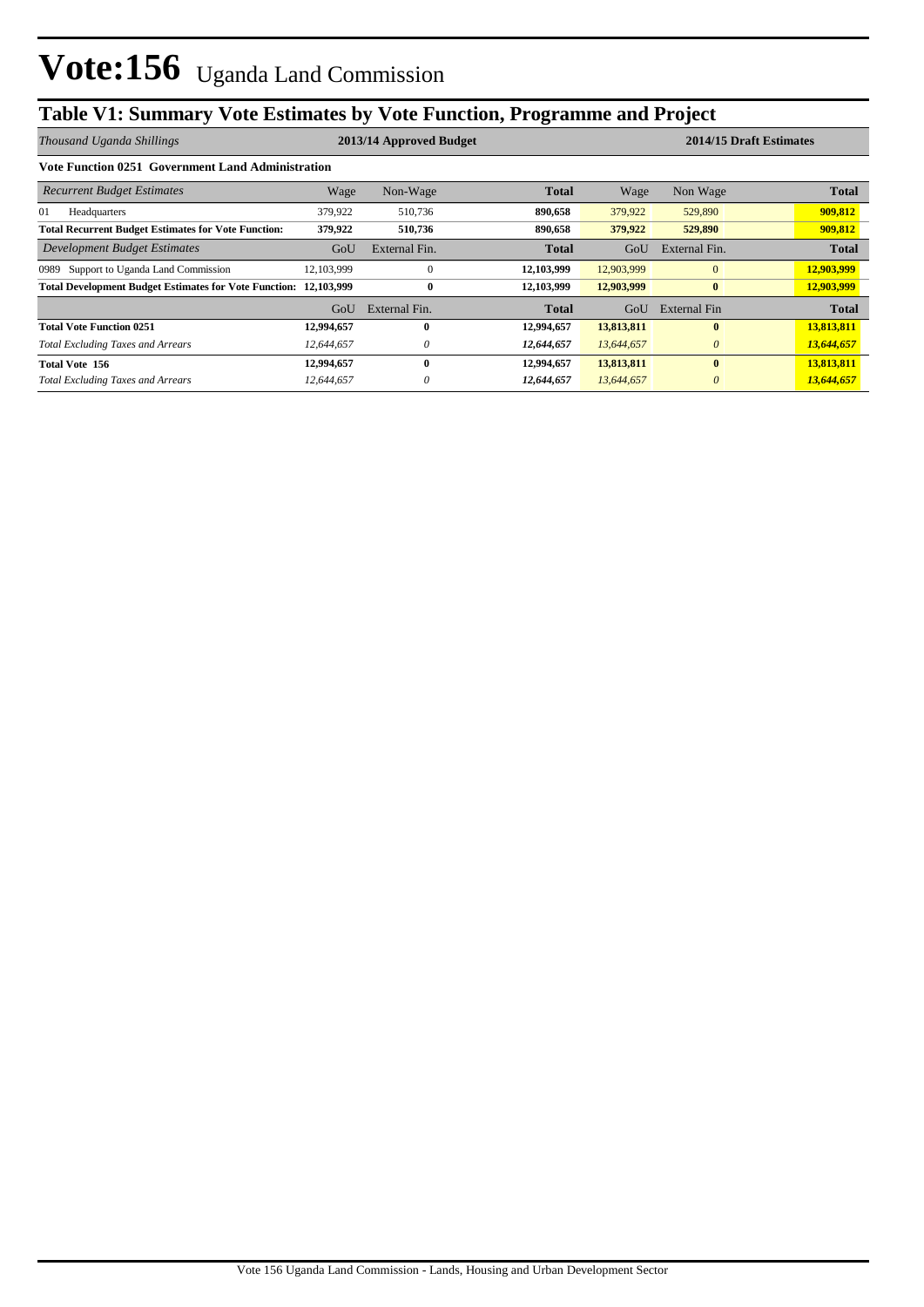# Vote:156 Uganda Land Commission

## Table V1: Summary Vote Estimates by Vote Function, Programme and Project

| *Thousand Uganda Shillings* | 2013/14 Approved Budget | | | 2014/15 Draft Estimates | | |
|---|---|---|---|---|---|---|
| **Vote Function 0251 Government Land Administration** | | | | | | |
| *Recurrent Budget Estimates* | Wage | Non-Wage | **Total** | Wage | Non Wage | **Total** |
| 01 Headquarters | 379,922 | 510,736 | **890,658** | 379,922 | 529,890 | **909,812** |
| **Total Recurrent Budget Estimates for Vote Function:** | **379,922** | **510,736** | **890,658** | **379,922** | **529,890** | **909,812** |
| *Development Budget Estimates* | GoU | External Fin. | **Total** | GoU | External Fin. | **Total** |
| 0989 Support to Uganda Land Commission | 12,103,999 | 0 | **12,103,999** | 12,903,999 | 0 | **12,903,999** |
| **Total Development Budget Estimates for Vote Function:** | **12,103,999** | **0** | **12,103,999** | **12,903,999** | **0** | **12,903,999** |
| | GoU | External Fin. | **Total** | GoU | External Fin | **Total** |
| **Total Vote Function 0251** | **12,994,657** | **0** | **12,994,657** | **13,813,811** | **0** | **13,813,811** |
| *Total Excluding Taxes and Arrears* | *12,644,657* | *0* | ***12,644,657*** | *13,644,657* | *0* | ***13,644,657*** |
| **Total Vote 156** | **12,994,657** | **0** | **12,994,657** | **13,813,811** | **0** | **13,813,811** |
| *Total Excluding Taxes and Arrears* | *12,644,657* | *0* | ***12,644,657*** | *13,644,657* | *0* | ***13,644,657*** |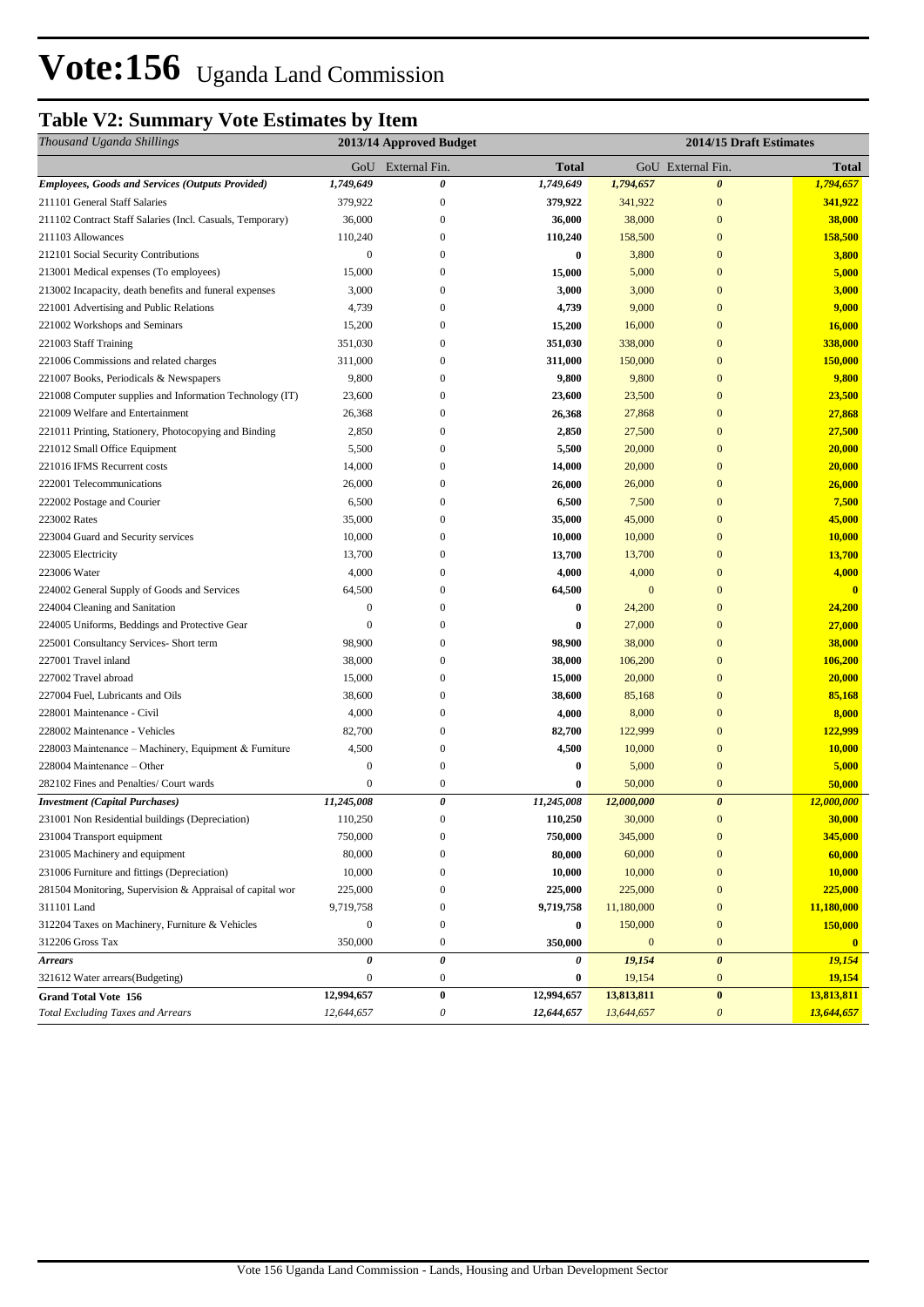# Vote:156 Uganda Land Commission

## Table V2: Summary Vote Estimates by Item

| *Thousand Uganda Shillings* | 2013/14 Approved Budget | | | 2014/15 Draft Estimates | | |
|---|---|---|---|---|---|---|
| | GoU | External Fin. | Total | GoU | External Fin. | Total |
| ***Employees, Goods and Services (Outputs Provided)*** | ***1,749,649*** | ***0*** | ***1,749,649*** | ***1,794,657*** | ***0*** | ***1,794,657*** |
| 211101 General Staff Salaries | 379,922 | 0 | **379,922** | 341,922 | 0 | **341,922** |
| 211102 Contract Staff Salaries (Incl. Casuals, Temporary) | 36,000 | 0 | **36,000** | 38,000 | 0 | **38,000** |
| 211103 Allowances | 110,240 | 0 | **110,240** | 158,500 | 0 | **158,500** |
| 212101 Social Security Contributions | 0 | 0 | **0** | 3,800 | 0 | **3,800** |
| 213001 Medical expenses (To employees) | 15,000 | 0 | **15,000** | 5,000 | 0 | **5,000** |
| 213002 Incapacity, death benefits and funeral expenses | 3,000 | 0 | **3,000** | 3,000 | 0 | **3,000** |
| 221001 Advertising and Public Relations | 4,739 | 0 | **4,739** | 9,000 | 0 | **9,000** |
| 221002 Workshops and Seminars | 15,200 | 0 | **15,200** | 16,000 | 0 | **16,000** |
| 221003 Staff Training | 351,030 | 0 | **351,030** | 338,000 | 0 | **338,000** |
| 221006 Commissions and related charges | 311,000 | 0 | **311,000** | 150,000 | 0 | **150,000** |
| 221007 Books, Periodicals & Newspapers | 9,800 | 0 | **9,800** | 9,800 | 0 | **9,800** |
| 221008 Computer supplies and Information Technology (IT) | 23,600 | 0 | **23,600** | 23,500 | 0 | **23,500** |
| 221009 Welfare and Entertainment | 26,368 | 0 | **26,368** | 27,868 | 0 | **27,868** |
| 221011 Printing, Stationery, Photocopying and Binding | 2,850 | 0 | **2,850** | 27,500 | 0 | **27,500** |
| 221012 Small Office Equipment | 5,500 | 0 | **5,500** | 20,000 | 0 | **20,000** |
| 221016 IFMS Recurrent costs | 14,000 | 0 | **14,000** | 20,000 | 0 | **20,000** |
| 222001 Telecommunications | 26,000 | 0 | **26,000** | 26,000 | 0 | **26,000** |
| 222002 Postage and Courier | 6,500 | 0 | **6,500** | 7,500 | 0 | **7,500** |
| 223002 Rates | 35,000 | 0 | **35,000** | 45,000 | 0 | **45,000** |
| 223004 Guard and Security services | 10,000 | 0 | **10,000** | 10,000 | 0 | **10,000** |
| 223005 Electricity | 13,700 | 0 | **13,700** | 13,700 | 0 | **13,700** |
| 223006 Water | 4,000 | 0 | **4,000** | 4,000 | 0 | **4,000** |
| 224002 General Supply of Goods and Services | 64,500 | 0 | **64,500** | 0 | 0 | **0** |
| 224004 Cleaning and Sanitation | 0 | 0 | **0** | 24,200 | 0 | **24,200** |
| 224005 Uniforms, Beddings and Protective Gear | 0 | 0 | **0** | 27,000 | 0 | **27,000** |
| 225001 Consultancy Services- Short term | 98,900 | 0 | **98,900** | 38,000 | 0 | **38,000** |
| 227001 Travel inland | 38,000 | 0 | **38,000** | 106,200 | 0 | **106,200** |
| 227002 Travel abroad | 15,000 | 0 | **15,000** | 20,000 | 0 | **20,000** |
| 227004 Fuel, Lubricants and Oils | 38,600 | 0 | **38,600** | 85,168 | 0 | **85,168** |
| 228001 Maintenance - Civil | 4,000 | 0 | **4,000** | 8,000 | 0 | **8,000** |
| 228002 Maintenance - Vehicles | 82,700 | 0 | **82,700** | 122,999 | 0 | **122,999** |
| 228003 Maintenance – Machinery, Equipment & Furniture | 4,500 | 0 | **4,500** | 10,000 | 0 | **10,000** |
| 228004 Maintenance – Other | 0 | 0 | **0** | 5,000 | 0 | **5,000** |
| 282102 Fines and Penalties/ Court wards | 0 | 0 | **0** | 50,000 | 0 | **50,000** |
| ***Investment (Capital Purchases)*** | ***11,245,008*** | ***0*** | ***11,245,008*** | ***12,000,000*** | ***0*** | ***12,000,000*** |
| 231001 Non Residential buildings (Depreciation) | 110,250 | 0 | **110,250** | 30,000 | 0 | **30,000** |
| 231004 Transport equipment | 750,000 | 0 | **750,000** | 345,000 | 0 | **345,000** |
| 231005 Machinery and equipment | 80,000 | 0 | **80,000** | 60,000 | 0 | **60,000** |
| 231006 Furniture and fittings (Depreciation) | 10,000 | 0 | **10,000** | 10,000 | 0 | **10,000** |
| 281504 Monitoring, Supervision & Appraisal of capital wor | 225,000 | 0 | **225,000** | 225,000 | 0 | **225,000** |
| 311101 Land | 9,719,758 | 0 | **9,719,758** | 11,180,000 | 0 | **11,180,000** |
| 312204 Taxes on Machinery, Furniture & Vehicles | 0 | 0 | **0** | 150,000 | 0 | **150,000** |
| 312206 Gross Tax | 350,000 | 0 | **350,000** | 0 | 0 | **0** |
| ***Arrears*** | ***0*** | ***0*** | ***0*** | ***19,154*** | ***0*** | ***19,154*** |
| 321612 Water arrears(Budgeting) | 0 | 0 | **0** | 19,154 | 0 | **19,154** |
| **Grand Total Vote 156** | **12,994,657** | **0** | **12,994,657** | **13,813,811** | **0** | **13,813,811** |
| *Total Excluding Taxes and Arrears* | *12,644,657* | *0* | *12,644,657* | *13,644,657* | *0* | *13,644,657* |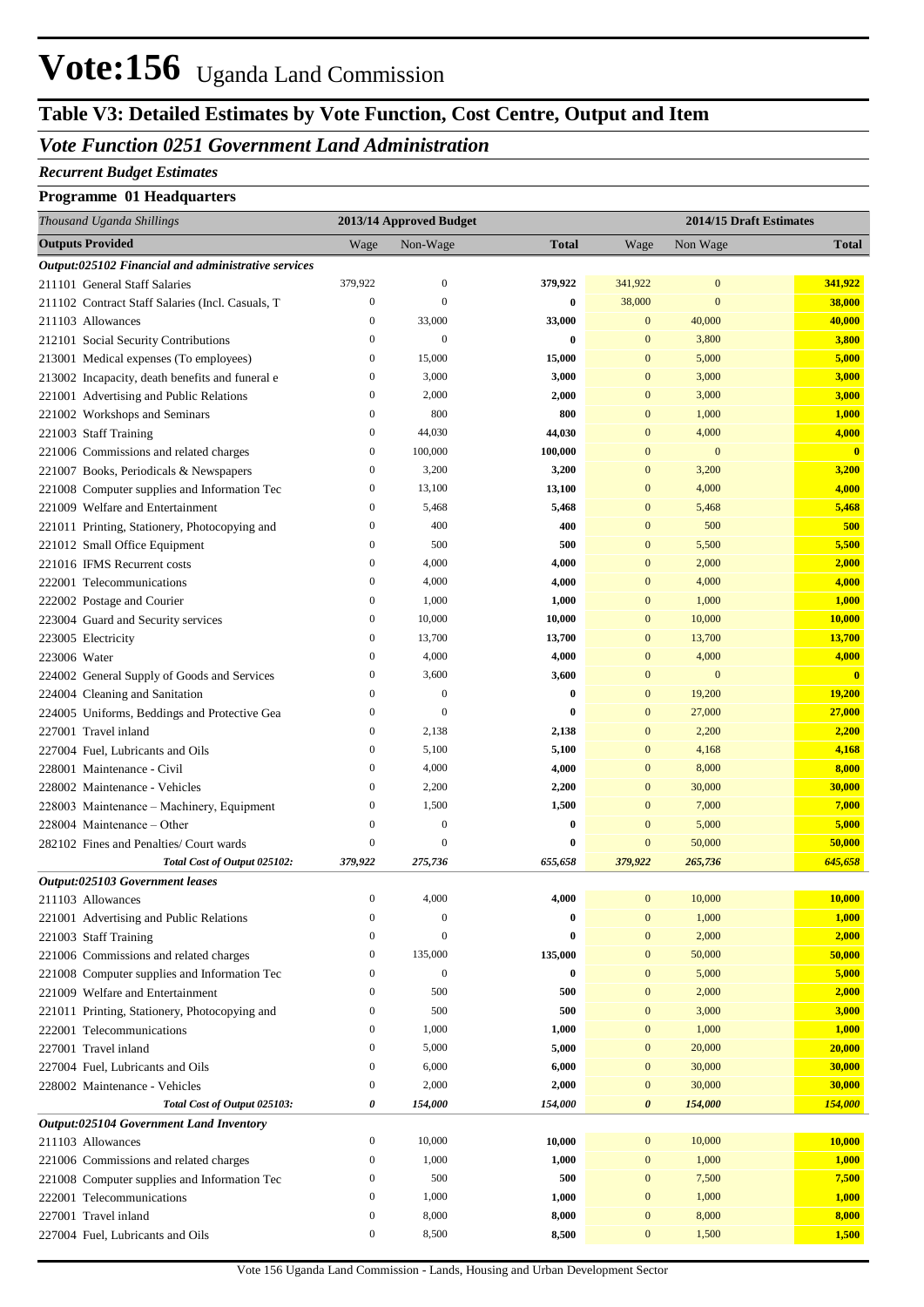# Vote:156 Uganda Land Commission

## Table V3: Detailed Estimates by Vote Function, Cost Centre, Output and Item

### *Vote Function 0251 Government Land Administration*

*Recurrent Budget Estimates*

**Programme 01 Headquarters**

| *Thousand Uganda Shillings* | 2013/14 Approved Budget | | | 2014/15 Draft Estimates | | |
|---|---|---|---|---|---|---|
| **Outputs Provided** | Wage | Non-Wage | **Total** | Wage | Non Wage | **Total** |
| ***Output:025102 Financial and administrative services*** | | | | | | |
| 211101 General Staff Salaries | 379,922 | 0 | **379,922** | 341,922 | 0 | **341,922** |
| 211102 Contract Staff Salaries (Incl. Casuals, T | 0 | 0 | **0** | 38,000 | 0 | **38,000** |
| 211103 Allowances | 0 | 33,000 | **33,000** | 0 | 40,000 | **40,000** |
| 212101 Social Security Contributions | 0 | 0 | **0** | 0 | 3,800 | **3,800** |
| 213001 Medical expenses (To employees) | 0 | 15,000 | **15,000** | 0 | 5,000 | **5,000** |
| 213002 Incapacity, death benefits and funeral e | 0 | 3,000 | **3,000** | 0 | 3,000 | **3,000** |
| 221001 Advertising and Public Relations | 0 | 2,000 | **2,000** | 0 | 3,000 | **3,000** |
| 221002 Workshops and Seminars | 0 | 800 | **800** | 0 | 1,000 | **1,000** |
| 221003 Staff Training | 0 | 44,030 | **44,030** | 0 | 4,000 | **4,000** |
| 221006 Commissions and related charges | 0 | 100,000 | **100,000** | 0 | 0 | **0** |
| 221007 Books, Periodicals & Newspapers | 0 | 3,200 | **3,200** | 0 | 3,200 | **3,200** |
| 221008 Computer supplies and Information Tec | 0 | 13,100 | **13,100** | 0 | 4,000 | **4,000** |
| 221009 Welfare and Entertainment | 0 | 5,468 | **5,468** | 0 | 5,468 | **5,468** |
| 221011 Printing, Stationery, Photocopying and | 0 | 400 | **400** | 0 | 500 | **500** |
| 221012 Small Office Equipment | 0 | 500 | **500** | 0 | 5,500 | **5,500** |
| 221016 IFMS Recurrent costs | 0 | 4,000 | **4,000** | 0 | 2,000 | **2,000** |
| 222001 Telecommunications | 0 | 4,000 | **4,000** | 0 | 4,000 | **4,000** |
| 222002 Postage and Courier | 0 | 1,000 | **1,000** | 0 | 1,000 | **1,000** |
| 223004 Guard and Security services | 0 | 10,000 | **10,000** | 0 | 10,000 | **10,000** |
| 223005 Electricity | 0 | 13,700 | **13,700** | 0 | 13,700 | **13,700** |
| 223006 Water | 0 | 4,000 | **4,000** | 0 | 4,000 | **4,000** |
| 224002 General Supply of Goods and Services | 0 | 3,600 | **3,600** | 0 | 0 | **0** |
| 224004 Cleaning and Sanitation | 0 | 0 | **0** | 0 | 19,200 | **19,200** |
| 224005 Uniforms, Beddings and Protective Gea | 0 | 0 | **0** | 0 | 27,000 | **27,000** |
| 227001 Travel inland | 0 | 2,138 | **2,138** | 0 | 2,200 | **2,200** |
| 227004 Fuel, Lubricants and Oils | 0 | 5,100 | **5,100** | 0 | 4,168 | **4,168** |
| 228001 Maintenance - Civil | 0 | 4,000 | **4,000** | 0 | 8,000 | **8,000** |
| 228002 Maintenance - Vehicles | 0 | 2,200 | **2,200** | 0 | 30,000 | **30,000** |
| 228003 Maintenance – Machinery, Equipment | 0 | 1,500 | **1,500** | 0 | 7,000 | **7,000** |
| 228004 Maintenance – Other | 0 | 0 | **0** | 0 | 5,000 | **5,000** |
| 282102 Fines and Penalties/ Court wards | 0 | 0 | **0** | 0 | 50,000 | **50,000** |
| ***Total Cost of Output 025102:*** | ***379,922*** | ***275,736*** | ***655,658*** | ***379,922*** | ***265,736*** | ***645,658*** |
| ***Output:025103 Government leases*** | | | | | | |
| 211103 Allowances | 0 | 4,000 | **4,000** | 0 | 10,000 | **10,000** |
| 221001 Advertising and Public Relations | 0 | 0 | **0** | 0 | 1,000 | **1,000** |
| 221003 Staff Training | 0 | 0 | **0** | 0 | 2,000 | **2,000** |
| 221006 Commissions and related charges | 0 | 135,000 | **135,000** | 0 | 50,000 | **50,000** |
| 221008 Computer supplies and Information Tec | 0 | 0 | **0** | 0 | 5,000 | **5,000** |
| 221009 Welfare and Entertainment | 0 | 500 | **500** | 0 | 2,000 | **2,000** |
| 221011 Printing, Stationery, Photocopying and | 0 | 500 | **500** | 0 | 3,000 | **3,000** |
| 222001 Telecommunications | 0 | 1,000 | **1,000** | 0 | 1,000 | **1,000** |
| 227001 Travel inland | 0 | 5,000 | **5,000** | 0 | 20,000 | **20,000** |
| 227004 Fuel, Lubricants and Oils | 0 | 6,000 | **6,000** | 0 | 30,000 | **30,000** |
| 228002 Maintenance - Vehicles | 0 | 2,000 | **2,000** | 0 | 30,000 | **30,000** |
| ***Total Cost of Output 025103:*** | ***0*** | ***154,000*** | ***154,000*** | ***0*** | ***154,000*** | ***154,000*** |
| ***Output:025104 Government Land Inventory*** | | | | | | |
| 211103 Allowances | 0 | 10,000 | **10,000** | 0 | 10,000 | **10,000** |
| 221006 Commissions and related charges | 0 | 1,000 | **1,000** | 0 | 1,000 | **1,000** |
| 221008 Computer supplies and Information Tec | 0 | 500 | **500** | 0 | 7,500 | **7,500** |
| 222001 Telecommunications | 0 | 1,000 | **1,000** | 0 | 1,000 | **1,000** |
| 227001 Travel inland | 0 | 8,000 | **8,000** | 0 | 8,000 | **8,000** |
| 227004 Fuel, Lubricants and Oils | 0 | 8,500 | **8,500** | 0 | 1,500 | **1,500** |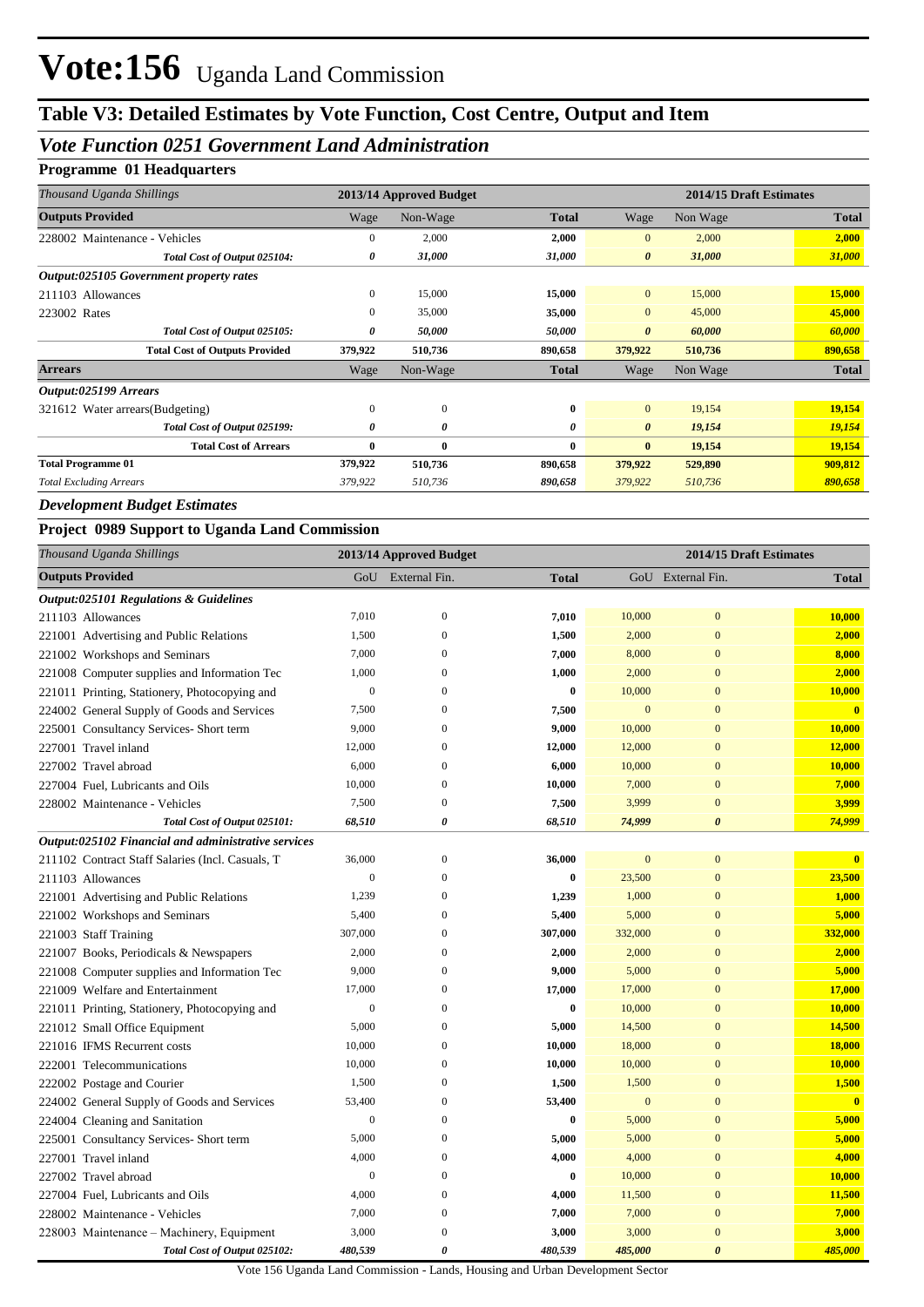# Vote:156 Uganda Land Commission

## Table V3: Detailed Estimates by Vote Function, Cost Centre, Output and Item

### *Vote Function 0251 Government Land Administration*

**Programme 01 Headquarters**

| *Thousand Uganda Shillings* | 2013/14 Approved Budget | | | 2014/15 Draft Estimates | | |
|---|---|---|---|---|---|---|
| **Outputs Provided** | Wage | Non-Wage | **Total** | Wage | Non Wage | **Total** |
| 228002 Maintenance - Vehicles | 0 | 2,000 | **2,000** | 0 | 2,000 | **2,000** |
| ***Total Cost of Output 025104:*** | ***0*** | ***31,000*** | ***31,000*** | ***0*** | ***31,000*** | ***31,000*** |
| ***Output:025105 Government property rates*** | | | | | | |
| 211103 Allowances | 0 | 15,000 | **15,000** | 0 | 15,000 | **15,000** |
| 223002 Rates | 0 | 35,000 | **35,000** | 0 | 45,000 | **45,000** |
| ***Total Cost of Output 025105:*** | ***0*** | ***50,000*** | ***50,000*** | ***0*** | ***60,000*** | ***60,000*** |
| **Total Cost of Outputs Provided** | **379,922** | **510,736** | **890,658** | **379,922** | **510,736** | **890,658** |
| **Arrears** | Wage | Non-Wage | **Total** | Wage | Non Wage | **Total** |
| ***Output:025199 Arrears*** | | | | | | |
| 321612 Water arrears(Budgeting) | 0 | 0 | **0** | 0 | 19,154 | **19,154** |
| ***Total Cost of Output 025199:*** | ***0*** | ***0*** | ***0*** | ***0*** | ***19,154*** | ***19,154*** |
| **Total Cost of Arrears** | **0** | **0** | **0** | **0** | **19,154** | **19,154** |
| **Total Programme 01** | **379,922** | **510,736** | **890,658** | **379,922** | **529,890** | **909,812** |
| *Total Excluding Arrears* | *379,922* | *510,736* | *890,658* | *379,922* | *510,736* | *890,658* |

### *Development Budget Estimates*

**Project 0989 Support to Uganda Land Commission**

| *Thousand Uganda Shillings* | 2013/14 Approved Budget | | | 2014/15 Draft Estimates | | |
|---|---|---|---|---|---|---|
| **Outputs Provided** | GoU | External Fin. | **Total** | GoU | External Fin. | **Total** |
| ***Output:025101 Regulations & Guidelines*** | | | | | | |
| 211103 Allowances | 7,010 | 0 | **7,010** | 10,000 | 0 | **10,000** |
| 221001 Advertising and Public Relations | 1,500 | 0 | **1,500** | 2,000 | 0 | **2,000** |
| 221002 Workshops and Seminars | 7,000 | 0 | **7,000** | 8,000 | 0 | **8,000** |
| 221008 Computer supplies and Information Tec | 1,000 | 0 | **1,000** | 2,000 | 0 | **2,000** |
| 221011 Printing, Stationery, Photocopying and | 0 | 0 | **0** | 10,000 | 0 | **10,000** |
| 224002 General Supply of Goods and Services | 7,500 | 0 | **7,500** | 0 | 0 | **0** |
| 225001 Consultancy Services- Short term | 9,000 | 0 | **9,000** | 10,000 | 0 | **10,000** |
| 227001 Travel inland | 12,000 | 0 | **12,000** | 12,000 | 0 | **12,000** |
| 227002 Travel abroad | 6,000 | 0 | **6,000** | 10,000 | 0 | **10,000** |
| 227004 Fuel, Lubricants and Oils | 10,000 | 0 | **10,000** | 7,000 | 0 | **7,000** |
| 228002 Maintenance - Vehicles | 7,500 | 0 | **7,500** | 3,999 | 0 | **3,999** |
| ***Total Cost of Output 025101:*** | ***68,510*** | ***0*** | ***68,510*** | ***74,999*** | ***0*** | ***74,999*** |
| ***Output:025102 Financial and administrative services*** | | | | | | |
| 211102 Contract Staff Salaries (Incl. Casuals, T | 36,000 | 0 | **36,000** | 0 | 0 | **0** |
| 211103 Allowances | 0 | 0 | **0** | 23,500 | 0 | **23,500** |
| 221001 Advertising and Public Relations | 1,239 | 0 | **1,239** | 1,000 | 0 | **1,000** |
| 221002 Workshops and Seminars | 5,400 | 0 | **5,400** | 5,000 | 0 | **5,000** |
| 221003 Staff Training | 307,000 | 0 | **307,000** | 332,000 | 0 | **332,000** |
| 221007 Books, Periodicals & Newspapers | 2,000 | 0 | **2,000** | 2,000 | 0 | **2,000** |
| 221008 Computer supplies and Information Tec | 9,000 | 0 | **9,000** | 5,000 | 0 | **5,000** |
| 221009 Welfare and Entertainment | 17,000 | 0 | **17,000** | 17,000 | 0 | **17,000** |
| 221011 Printing, Stationery, Photocopying and | 0 | 0 | **0** | 10,000 | 0 | **10,000** |
| 221012 Small Office Equipment | 5,000 | 0 | **5,000** | 14,500 | 0 | **14,500** |
| 221016 IFMS Recurrent costs | 10,000 | 0 | **10,000** | 18,000 | 0 | **18,000** |
| 222001 Telecommunications | 10,000 | 0 | **10,000** | 10,000 | 0 | **10,000** |
| 222002 Postage and Courier | 1,500 | 0 | **1,500** | 1,500 | 0 | **1,500** |
| 224002 General Supply of Goods and Services | 53,400 | 0 | **53,400** | 0 | 0 | **0** |
| 224004 Cleaning and Sanitation | 0 | 0 | **0** | 5,000 | 0 | **5,000** |
| 225001 Consultancy Services- Short term | 5,000 | 0 | **5,000** | 5,000 | 0 | **5,000** |
| 227001 Travel inland | 4,000 | 0 | **4,000** | 4,000 | 0 | **4,000** |
| 227002 Travel abroad | 0 | 0 | **0** | 10,000 | 0 | **10,000** |
| 227004 Fuel, Lubricants and Oils | 4,000 | 0 | **4,000** | 11,500 | 0 | **11,500** |
| 228002 Maintenance - Vehicles | 7,000 | 0 | **7,000** | 7,000 | 0 | **7,000** |
| 228003 Maintenance – Machinery, Equipment | 3,000 | 0 | **3,000** | 3,000 | 0 | **3,000** |
| ***Total Cost of Output 025102:*** | ***480,539*** | ***0*** | ***480,539*** | ***485,000*** | ***0*** | ***485,000*** |

Vote 156 Uganda Land Commission - Lands, Housing and Urban Development Sector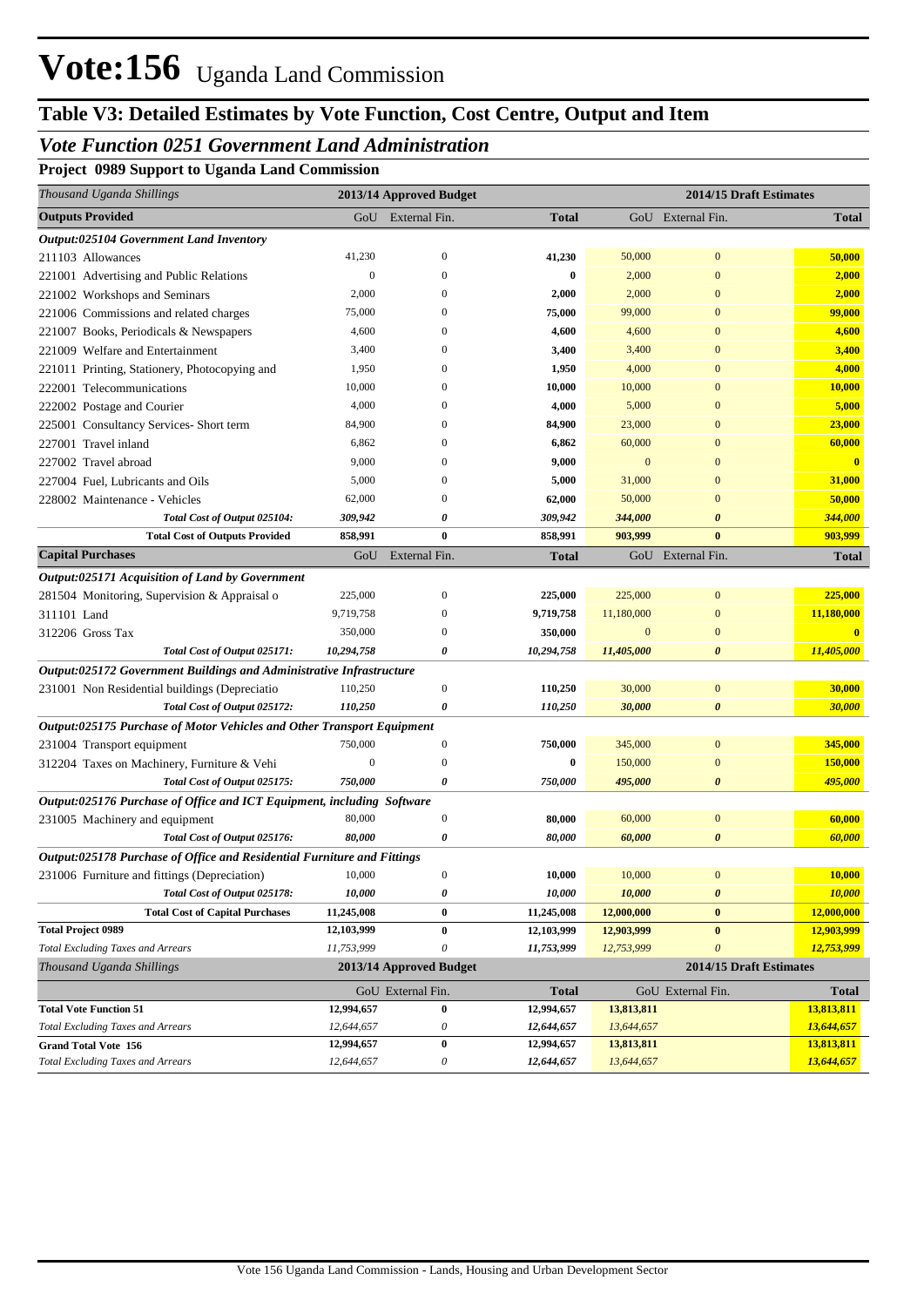# Vote:156 Uganda Land Commission

## Table V3: Detailed Estimates by Vote Function, Cost Centre, Output and Item

### *Vote Function 0251 Government Land Administration*

**Project 0989 Support to Uganda Land Commission**

| *Thousand Uganda Shillings* | 2013/14 Approved Budget | | | 2014/15 Draft Estimates | | |
|---|---|---|---|---|---|---|
| **Outputs Provided** | GoU | External Fin. | **Total** | GoU | External Fin. | **Total** |
| ***Output:025104 Government Land Inventory*** | | | | | | |
| 211103 Allowances | 41,230 | 0 | **41,230** | 50,000 | 0 | **50,000** |
| 221001 Advertising and Public Relations | 0 | 0 | **0** | 2,000 | 0 | **2,000** |
| 221002 Workshops and Seminars | 2,000 | 0 | **2,000** | 2,000 | 0 | **2,000** |
| 221006 Commissions and related charges | 75,000 | 0 | **75,000** | 99,000 | 0 | **99,000** |
| 221007 Books, Periodicals & Newspapers | 4,600 | 0 | **4,600** | 4,600 | 0 | **4,600** |
| 221009 Welfare and Entertainment | 3,400 | 0 | **3,400** | 3,400 | 0 | **3,400** |
| 221011 Printing, Stationery, Photocopying and | 1,950 | 0 | **1,950** | 4,000 | 0 | **4,000** |
| 222001 Telecommunications | 10,000 | 0 | **10,000** | 10,000 | 0 | **10,000** |
| 222002 Postage and Courier | 4,000 | 0 | **4,000** | 5,000 | 0 | **5,000** |
| 225001 Consultancy Services- Short term | 84,900 | 0 | **84,900** | 23,000 | 0 | **23,000** |
| 227001 Travel inland | 6,862 | 0 | **6,862** | 60,000 | 0 | **60,000** |
| 227002 Travel abroad | 9,000 | 0 | **9,000** | 0 | 0 | **0** |
| 227004 Fuel, Lubricants and Oils | 5,000 | 0 | **5,000** | 31,000 | 0 | **31,000** |
| 228002 Maintenance - Vehicles | 62,000 | 0 | **62,000** | 50,000 | 0 | **50,000** |
| ***Total Cost of Output 025104:*** | ***309,942*** | ***0*** | ***309,942*** | ***344,000*** | ***0*** | ***344,000*** |
| **Total Cost of Outputs Provided** | **858,991** | **0** | **858,991** | **903,999** | **0** | **903,999** |
| **Capital Purchases** | GoU | External Fin. | **Total** | GoU | External Fin. | **Total** |
| ***Output:025171 Acquisition of Land by Government*** | | | | | | |
| 281504 Monitoring, Supervision & Appraisal o | 225,000 | 0 | **225,000** | 225,000 | 0 | **225,000** |
| 311101 Land | 9,719,758 | 0 | **9,719,758** | 11,180,000 | 0 | **11,180,000** |
| 312206 Gross Tax | 350,000 | 0 | **350,000** | 0 | 0 | **0** |
| ***Total Cost of Output 025171:*** | ***10,294,758*** | ***0*** | ***10,294,758*** | ***11,405,000*** | ***0*** | ***11,405,000*** |
| ***Output:025172 Government Buildings and Administrative Infrastructure*** | | | | | | |
| 231001 Non Residential buildings (Depreciatio | 110,250 | 0 | **110,250** | 30,000 | 0 | **30,000** |
| ***Total Cost of Output 025172:*** | ***110,250*** | ***0*** | ***110,250*** | ***30,000*** | ***0*** | ***30,000*** |
| ***Output:025175 Purchase of Motor Vehicles and Other Transport Equipment*** | | | | | | |
| 231004 Transport equipment | 750,000 | 0 | **750,000** | 345,000 | 0 | **345,000** |
| 312204 Taxes on Machinery, Furniture & Vehi | 0 | 0 | **0** | 150,000 | 0 | **150,000** |
| ***Total Cost of Output 025175:*** | ***750,000*** | ***0*** | ***750,000*** | ***495,000*** | ***0*** | ***495,000*** |
| ***Output:025176 Purchase of Office and ICT Equipment, including Software*** | | | | | | |
| 231005 Machinery and equipment | 80,000 | 0 | **80,000** | 60,000 | 0 | **60,000** |
| ***Total Cost of Output 025176:*** | ***80,000*** | ***0*** | ***80,000*** | ***60,000*** | ***0*** | ***60,000*** |
| ***Output:025178 Purchase of Office and Residential Furniture and Fittings*** | | | | | | |
| 231006 Furniture and fittings (Depreciation) | 10,000 | 0 | **10,000** | 10,000 | 0 | **10,000** |
| ***Total Cost of Output 025178:*** | ***10,000*** | ***0*** | ***10,000*** | ***10,000*** | ***0*** | ***10,000*** |
| **Total Cost of Capital Purchases** | **11,245,008** | **0** | **11,245,008** | **12,000,000** | **0** | **12,000,000** |
| **Total Project 0989** | **12,103,999** | **0** | **12,103,999** | **12,903,999** | **0** | **12,903,999** |
| *Total Excluding Taxes and Arrears* | *11,753,999* | *0* | *11,753,999* | *12,753,999* | *0* | *12,753,999* |

| *Thousand Uganda Shillings* | 2013/14 Approved Budget | | | 2014/15 Draft Estimates | | |
|---|---|---|---|---|---|---|
| | GoU | External Fin. | **Total** | GoU | External Fin. | **Total** |
| **Total Vote Function 51** | **12,994,657** | **0** | **12,994,657** | **13,813,811** | | **13,813,811** |
| *Total Excluding Taxes and Arrears* | *12,644,657* | *0* | *12,644,657* | *13,644,657* | | *13,644,657* |
| **Grand Total Vote 156** | **12,994,657** | **0** | **12,994,657** | **13,813,811** | | **13,813,811** |
| *Total Excluding Taxes and Arrears* | *12,644,657* | *0* | *12,644,657* | *13,644,657* | | *13,644,657* |